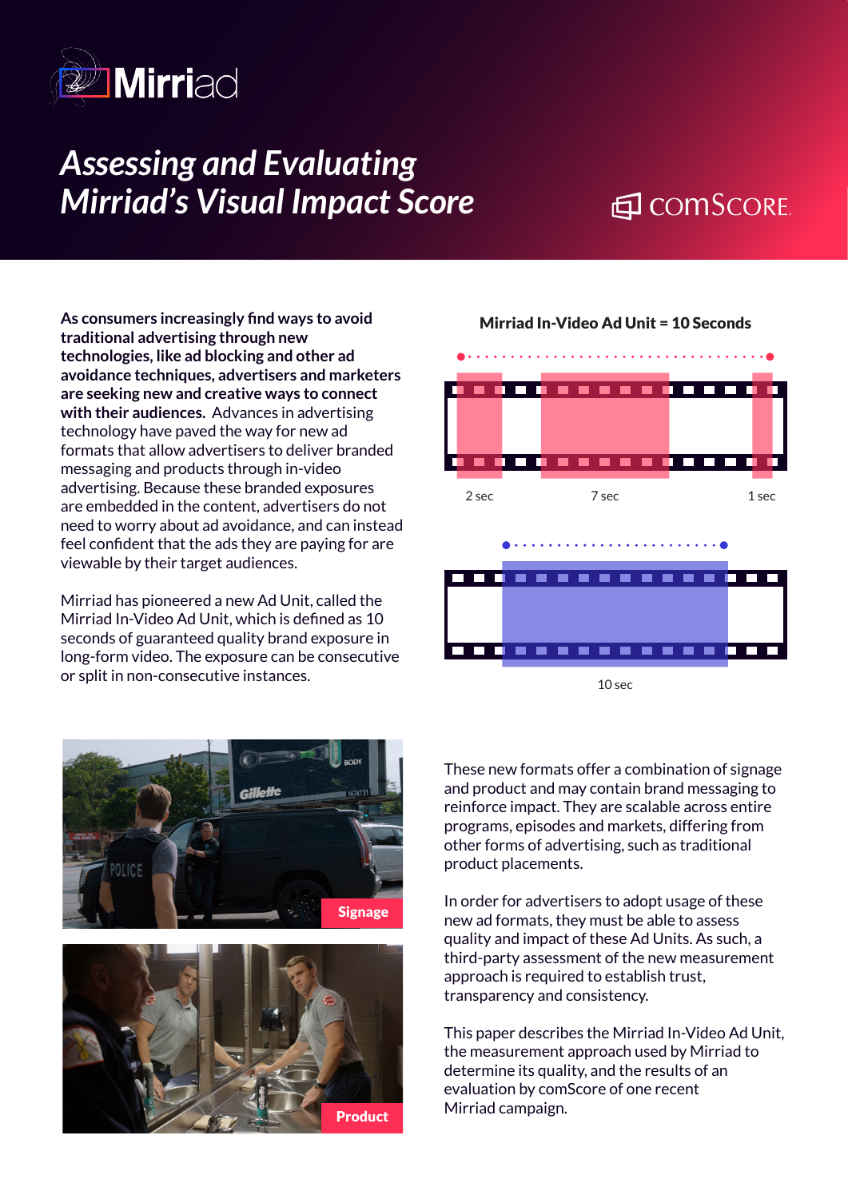# Assessing and Evaluating Mirriad's Visual Impact Score

**As consumers increasingly find ways to avoid traditional advertising through new technologies, like ad blocking and other ad avoidance techniques, advertisers and marketers are seeking new and creative ways to connect with their audiences.** Advances in advertising technology have paved the way for new ad formats that allow advertisers to deliver branded messaging and products through in-video advertising. Because these branded exposures are embedded in the content, advertisers do not need to worry about ad avoidance, and can instead feel confident that the ads they are paying for are viewable by their target audiences.

Mirriad has pioneered a new Ad Unit, called the Mirriad In-Video Ad Unit, which is defined as 10 seconds of guaranteed quality brand exposure in long-form video. The exposure can be consecutive or split in non-consecutive instances.

**Mirriad In-Video Ad Unit = 10 Seconds**

2 sec | 7 sec | 1 sec

10 sec

Signage

Product

These new formats offer a combination of signage and product and may contain brand messaging to reinforce impact. They are scalable across entire programs, episodes and markets, differing from other forms of advertising, such as traditional product placements.

In order for advertisers to adopt usage of these new ad formats, they must be able to assess quality and impact of these Ad Units. As such, a third-party assessment of the new measurement approach is required to establish trust, transparency and consistency.

This paper describes the Mirriad In-Video Ad Unit, the measurement approach used by Mirriad to determine its quality, and the results of an evaluation by comScore of one recent Mirriad campaign.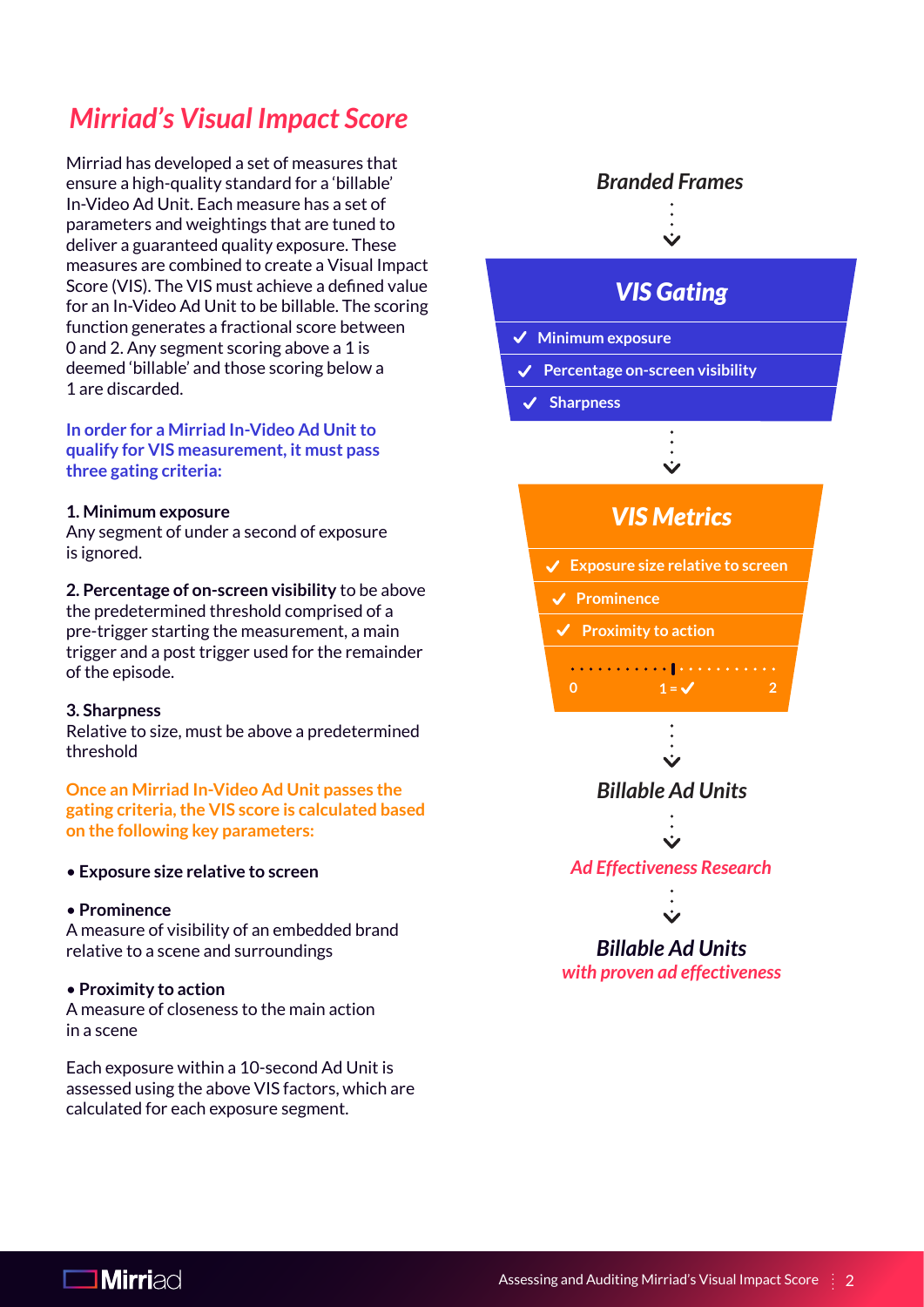# Mirriad's Visual Impact Score

Mirriad has developed a set of measures that ensure a high-quality standard for a 'billable' In-Video Ad Unit. Each measure has a set of parameters and weightings that are tuned to deliver a guaranteed quality exposure. These measures are combined to create a Visual Impact Score (VIS). The VIS must achieve a defined value for an In-Video Ad Unit to be billable. The scoring function generates a fractional score between 0 and 2. Any segment scoring above a 1 is deemed 'billable' and those scoring below a 1 are discarded.

**In order for a Mirriad In-Video Ad Unit to qualify for VIS measurement, it must pass three gating criteria:**

**1. Minimum exposure**
Any segment of under a second of exposure is ignored.

**2. Percentage of on-screen visibility** to be above the predetermined threshold comprised of a pre-trigger starting the measurement, a main trigger and a post trigger used for the remainder of the episode.

**3. Sharpness**
Relative to size, must be above a predetermined threshold

**Once an Mirriad In-Video Ad Unit passes the gating criteria, the VIS score is calculated based on the following key parameters:**

- **Exposure size relative to screen**
- **Prominence**
  A measure of visibility of an embedded brand relative to a scene and surroundings
- **Proximity to action**
  A measure of closeness to the main action in a scene

Each exposure within a 10-second Ad Unit is assessed using the above VIS factors, which are calculated for each exposure segment.

***Branded Frames***

***VIS Gating***

- ✓ Minimum exposure
- ✓ Percentage on-screen visibility
- ✓ Sharpness

***VIS Metrics***

- ✓ Exposure size relative to screen
- ✓ Prominence
- ✓ Proximity to action

0 — 1 = ✓ — 2

***Billable Ad Units***

***Ad Effectiveness Research***

***Billable Ad Units***
*with proven ad effectiveness*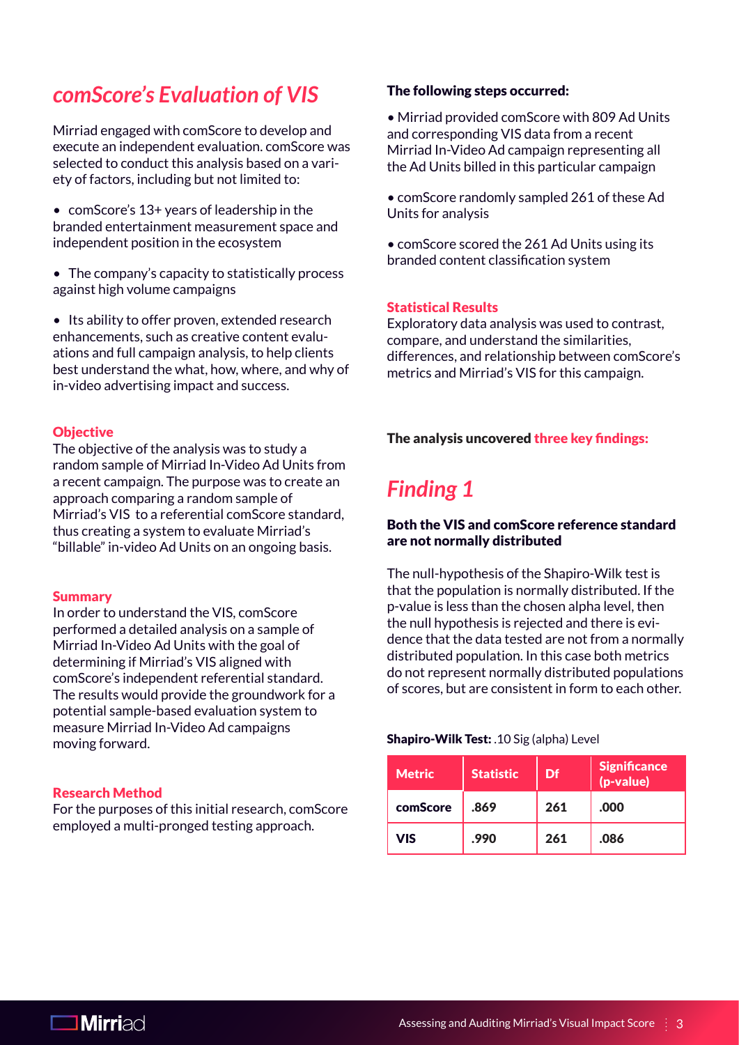## *comScore's Evaluation of VIS*

Mirriad engaged with comScore to develop and execute an independent evaluation. comScore was selected to conduct this analysis based on a variety of factors, including but not limited to:

- comScore's 13+ years of leadership in the branded entertainment measurement space and independent position in the ecosystem
- The company's capacity to statistically process against high volume campaigns
- Its ability to offer proven, extended research enhancements, such as creative content evaluations and full campaign analysis, to help clients best understand the what, how, where, and why of in-video advertising impact and success.

### Objective

The objective of the analysis was to study a random sample of Mirriad In-Video Ad Units from a recent campaign. The purpose was to create an approach comparing a random sample of Mirriad's VIS to a referential comScore standard, thus creating a system to evaluate Mirriad's "billable" in-video Ad Units on an ongoing basis.

### Summary

In order to understand the VIS, comScore performed a detailed analysis on a sample of Mirriad In-Video Ad Units with the goal of determining if Mirriad's VIS aligned with comScore's independent referential standard. The results would provide the groundwork for a potential sample-based evaluation system to measure Mirriad In-Video Ad campaigns moving forward.

### Research Method

For the purposes of this initial research, comScore employed a multi-pronged testing approach.

**The following steps occurred:**

- Mirriad provided comScore with 809 Ad Units and corresponding VIS data from a recent Mirriad In-Video Ad campaign representing all the Ad Units billed in this particular campaign
- comScore randomly sampled 261 of these Ad Units for analysis
- comScore scored the 261 Ad Units using its branded content classification system

### Statistical Results

Exploratory data analysis was used to contrast, compare, and understand the similarities, differences, and relationship between comScore's metrics and Mirriad's VIS for this campaign.

**The analysis uncovered three key findings:**

## *Finding 1*

**Both the VIS and comScore reference standard are not normally distributed**

The null-hypothesis of the Shapiro-Wilk test is that the population is normally distributed. If the p-value is less than the chosen alpha level, then the null hypothesis is rejected and there is evidence that the data tested are not from a normally distributed population. In this case both metrics do not represent normally distributed populations of scores, but are consistent in form to each other.

**Shapiro-Wilk Test:** .10 Sig (alpha) Level

| Metric | Statistic | Df | Significance (p-value) |
|---|---|---|---|
| **comScore** | **.869** | **261** | **.000** |
| **VIS** | **.990** | **261** | **.086** |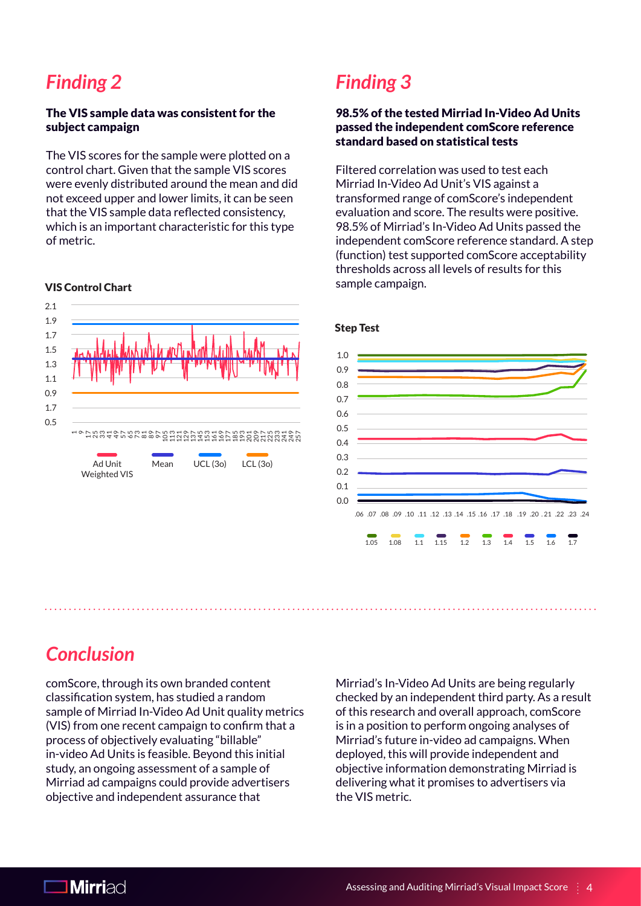## *Finding 2*

**The VIS sample data was consistent for the subject campaign**

The VIS scores for the sample were plotted on a control chart. Given that the sample VIS scores were evenly distributed around the mean and did not exceed upper and lower limits, it can be seen that the VIS sample data reflected consistency, which is an important characteristic for this type of metric.

**VIS Control Chart**

2.1
1.9
1.7
1.5
1.3
1.1
0.9
1.7
0.5

1 9 17 25 33 41 49 57 65 73 81 89 97 105 113 121 129 137 145 153 161 169 177 185 193 201 209 217 225 233 241 249 257

Ad Unit Weighted VIS
Mean
UCL (3σ)
LCL (3σ)

## *Finding 3*

**98.5% of the tested Mirriad In-Video Ad Units passed the independent comScore reference standard based on statistical tests**

Filtered correlation was used to test each Mirriad In-Video Ad Unit's VIS against a transformed range of comScore's independent evaluation and score. The results were positive. 98.5% of Mirriad's In-Video Ad Units passed the independent comScore reference standard. A step (function) test supported comScore acceptability thresholds across all levels of results for this sample campaign.

**Step Test**

1.0
0.9
0.8
0.7
0.6
0.5
0.4
0.3
0.2
0.1
0.0

.06 .07 .08 .09 .10 .11 .12 .13 .14 .15 .16 .17 .18 .19 .20 .21 .22 .23 .24

1.05
1.08
1.1
1.15
1.2
1.3
1.4
1.5
1.6
1.7

## *Conclusion*

comScore, through its own branded content classification system, has studied a random sample of Mirriad In-Video Ad Unit quality metrics (VIS) from one recent campaign to confirm that a process of objectively evaluating "billable" in-video Ad Units is feasible. Beyond this initial study, an ongoing assessment of a sample of Mirriad ad campaigns could provide advertisers objective and independent assurance that Mirriad's In-Video Ad Units are being regularly checked by an independent third party. As a result of this research and overall approach, comScore is in a position to perform ongoing analyses of Mirriad's future in-video ad campaigns. When deployed, this will provide independent and objective information demonstrating Mirriad is delivering what it promises to advertisers via the VIS metric.